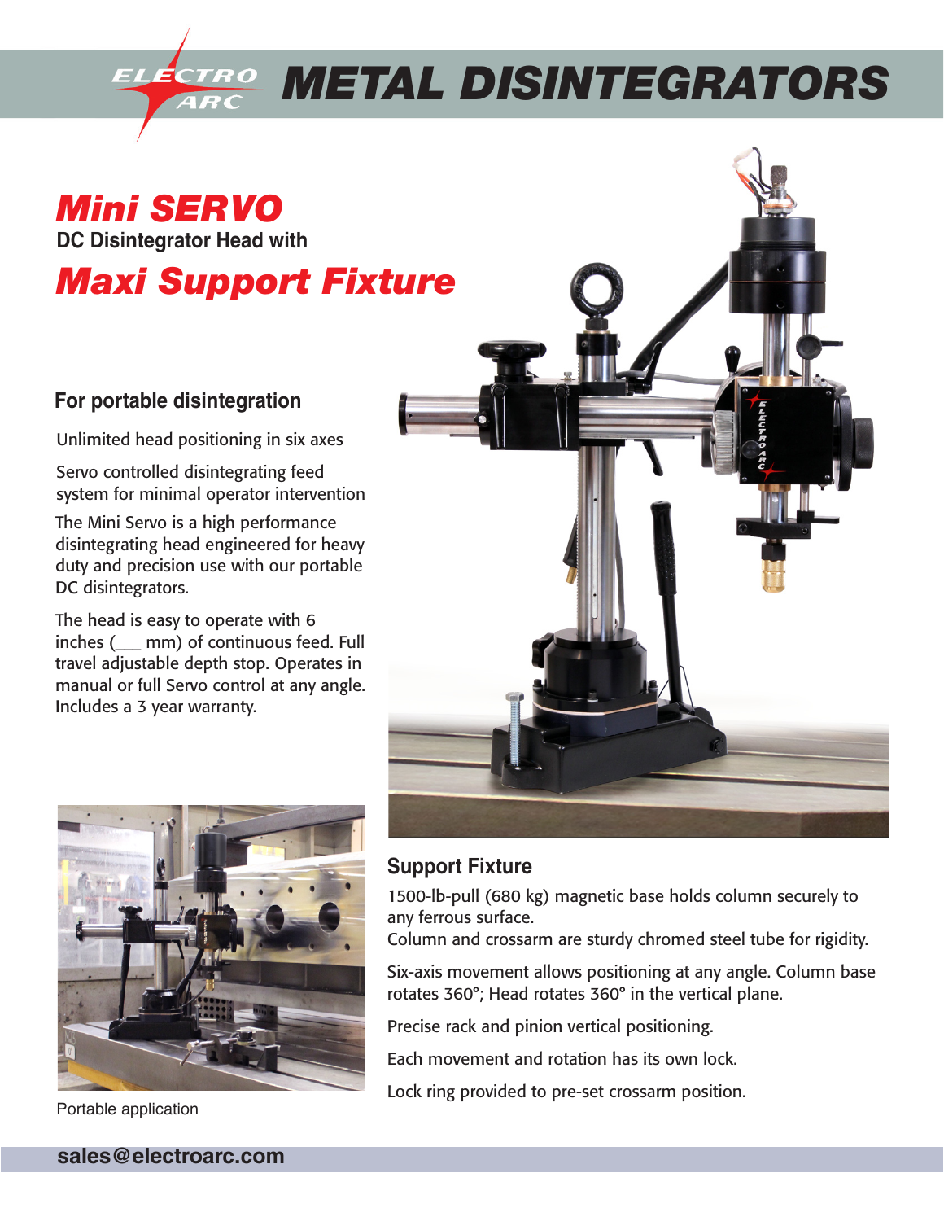# ELECTRO ARC METAL DISINTEGRATORS

## *Mini SERVO*

**DC Disintegrator Head with**

## *Maxi Support Fixture*

### For portable disintegration

Unlimited head positioning in six axes

Servo controlled disintegrating feed system for minimal operator intervention

The Mini Servo is a high performance disintegrating head engineered for heavy duty and precision use with our portable DC disintegrators.

The head is easy to operate with 6 inches (___ mm) of continuous feed. Full travel adjustable depth stop. Operates in manual or full Servo control at any angle. Includes a 3 year warranty.

Portable application

### Support Fixture

1500-lb-pull (680 kg) magnetic base holds column securely to any ferrous surface.
Column and crossarm are sturdy chromed steel tube for rigidity.

Six-axis movement allows positioning at any angle. Column base rotates 360°; Head rotates 360° in the vertical plane.

Precise rack and pinion vertical positioning.

Each movement and rotation has its own lock.

Lock ring provided to pre-set crossarm position.

**sales@electroarc.com**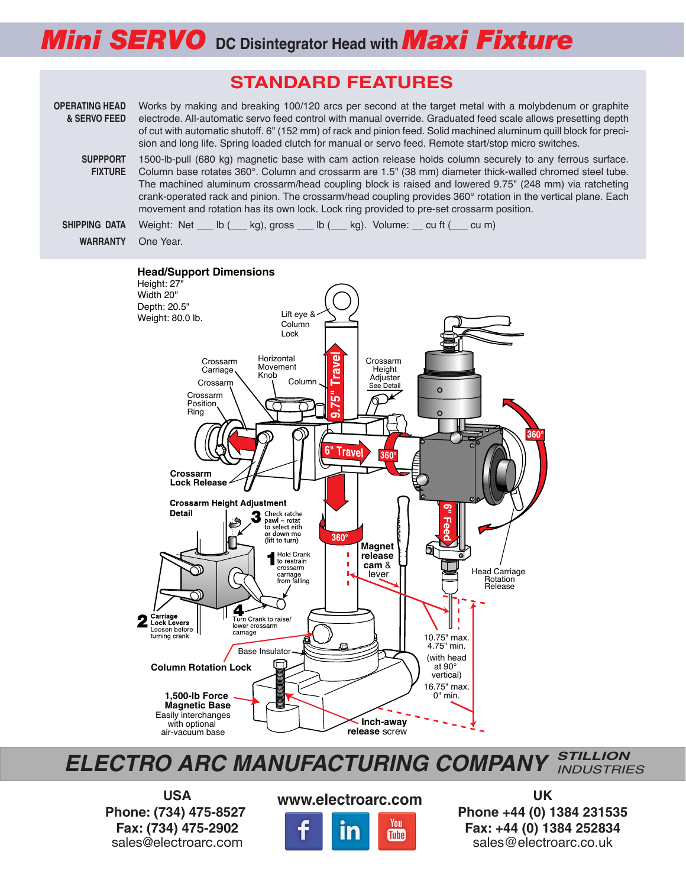# Mini SERVO DC Disintegrator Head with Maxi Fixture

## STANDARD FEATURES

**OPERATING HEAD & SERVO FEED** Works by making and breaking 100/120 arcs per second at the target metal with a molybdenum or graphite electrode. All-automatic servo feed control with manual override. Graduated feed scale allows presetting depth of cut with automatic shutoff. 6" (152 mm) of rack and pinion feed. Solid machined aluminum quill block for precision and long life. Spring loaded clutch for manual or servo feed. Remote start/stop micro switches.

**SUPPPORT FIXTURE** 1500-lb-pull (680 kg) magnetic base with cam action release holds column securely to any ferrous surface. Column base rotates 360°. Column and crossarm are 1.5" (38 mm) diameter thick-walled chromed steel tube. The machined aluminum crossarm/head coupling block is raised and lowered 9.75" (248 mm) via ratcheting crank-operated rack and pinion. The crossarm/head coupling provides 360° rotation in the vertical plane. Each movement and rotation has its own lock. Lock ring provided to pre-set crossarm position.

**SHIPPING DATA** Weight: Net ___ lb (___ kg), gross ___ lb (___ kg). Volume: __ cu ft (___ cu m)

**WARRANTY** One Year.

### Head/Support Dimensions

Height: 27"
Width 20"
Depth: 20.5"
Weight: 80.0 lb.

Lift eye & Column Lock
Crossarm Carriage
Horizontal Movement Knob
Column
Crossarm
Crossarm Position Ring
9.75" Travel
Crossarm Height Adjuster See Detail
6" Travel
360°
360°
Crossarm Lock Release
6" Feed
360°
Magnet release cam & lever
Head Carriage Rotation Release

**Crossarm Height Adjustment Detail**
3 Check ratchet pawl – rotate to select either up or down motion (lift to turn)
1 Hold Crank to restrain crossarm carriage from falling
2 Carriage Lock Levers Loosen before turning crank
4 Turn Crank to raise/lower crossarm carriage

Base Insulator
Column Rotation Lock
10.75" max. 4.75" min.
(with head at 90° vertical)
16.75" max. 0" min.
1,500-lb Force Magnetic Base Easily interchanges with optional air-vacuum base
Inch-away release screw

## ELECTRO ARC MANUFACTURING COMPANY — STILLION INDUSTRIES

**USA**
Phone: (734) 475-8527
Fax: (734) 475-2902
sales@electroarc.com

**www.electroarc.com**

**UK**
Phone +44 (0) 1384 231535
Fax: +44 (0) 1384 252834
sales@electroarc.co.uk